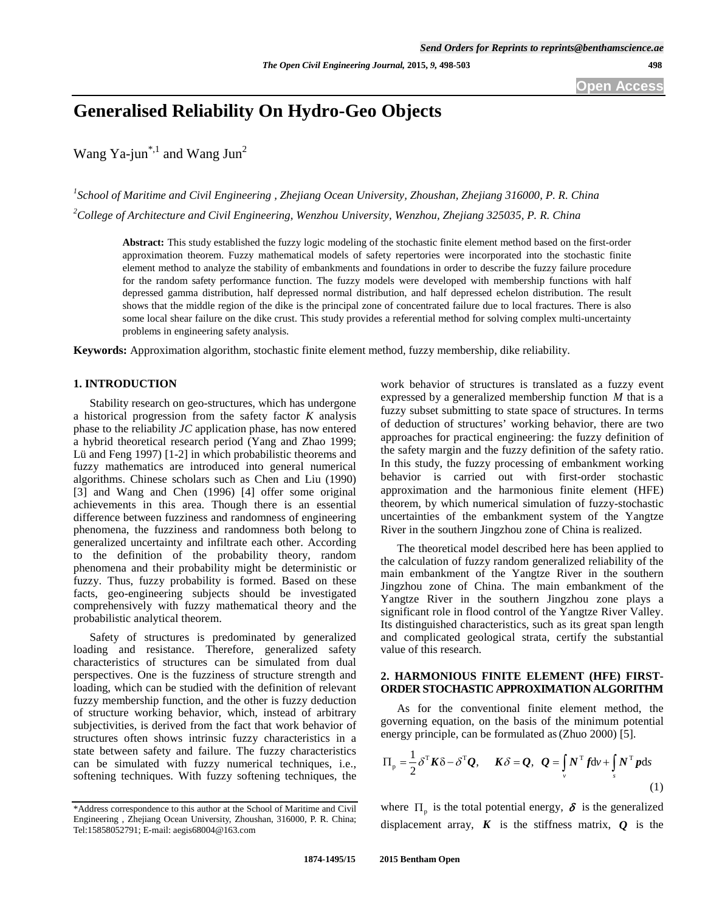# Generalised Reliability On Hydro-Geo Objects

Wang Ya-jun[*,1] and Wang Jun[2]

[1]School of Maritime and Civil Engineering , Zhejiang Ocean University, Zhoushan, Zhejiang 316000, P. R. China

[2]College of Architecture and Civil Engineering, Wenzhou University, Wenzhou, Zhejiang 325035, P. R. China

**Abstract:** This study established the fuzzy logic modeling of the stochastic finite element method based on the first-order approximation theorem. Fuzzy mathematical models of safety repertories were incorporated into the stochastic finite element method to analyze the stability of embankments and foundations in order to describe the fuzzy failure procedure for the random safety performance function. The fuzzy models were developed with membership functions with half depressed gamma distribution, half depressed normal distribution, and half depressed echelon distribution. The result shows that the middle region of the dike is the principal zone of concentrated failure due to local fractures. There is also some local shear failure on the dike crust. This study provides a referential method for solving complex multi-uncertainty problems in engineering safety analysis.

**Keywords:** Approximation algorithm, stochastic finite element method, fuzzy membership, dike reliability.

## 1. INTRODUCTION

Stability research on geo-structures, which has undergone a historical progression from the safety factor *K* analysis phase to the reliability *JC* application phase, has now entered a hybrid theoretical research period (Yang and Zhao 1999; Lü and Feng 1997) [1-2] in which probabilistic theorems and fuzzy mathematics are introduced into general numerical algorithms. Chinese scholars such as Chen and Liu (1990) [3] and Wang and Chen (1996) [4] offer some original achievements in this area. Though there is an essential difference between fuzziness and randomness of engineering phenomena, the fuzziness and randomness both belong to generalized uncertainty and infiltrate each other. According to the definition of the probability theory, random phenomena and their probability might be deterministic or fuzzy. Thus, fuzzy probability is formed. Based on these facts, geo-engineering subjects should be investigated comprehensively with fuzzy mathematical theory and the probabilistic analytical theorem.

Safety of structures is predominated by generalized loading and resistance. Therefore, generalized safety characteristics of structures can be simulated from dual perspectives. One is the fuzziness of structure strength and loading, which can be studied with the definition of relevant fuzzy membership function, and the other is fuzzy deduction of structure working behavior, which, instead of arbitrary subjectivities, is derived from the fact that work behavior of structures often shows intrinsic fuzzy characteristics in a state between safety and failure. The fuzzy characteristics can be simulated with fuzzy numerical techniques, i.e., softening techniques. With fuzzy softening techniques, the work behavior of structures is translated as a fuzzy event expressed by a generalized membership function $M$ that is a fuzzy subset submitting to state space of structures. In terms of deduction of structures' working behavior, there are two approaches for practical engineering: the fuzzy definition of the safety margin and the fuzzy definition of the safety ratio. In this study, the fuzzy processing of embankment working behavior is carried out with first-order stochastic approximation and the harmonious finite element (HFE) theorem, by which numerical simulation of fuzzy-stochastic uncertainties of the embankment system of the Yangtze River in the southern Jingzhou zone of China is realized.

The theoretical model described here has been applied to the calculation of fuzzy random generalized reliability of the main embankment of the Yangtze River in the southern Jingzhou zone of China. The main embankment of the Yangtze River in the southern Jingzhou zone plays a significant role in flood control of the Yangtze River Valley. Its distinguished characteristics, such as its great span length and complicated geological strata, certify the substantial value of this research.

## 2. HARMONIOUS FINITE ELEMENT (HFE) FIRST-ORDER STOCHASTIC APPROXIMATION ALGORITHM

As for the conventional finite element method, the governing equation, on the basis of the minimum potential energy principle, can be formulated as (Zhuo 2000) [5].

$$\Pi_p = \frac{1}{2}\delta^T \boldsymbol{K}\delta - \delta^T \boldsymbol{Q}, \quad \boldsymbol{K}\delta = \boldsymbol{Q}, \quad \boldsymbol{Q} = \int_v \boldsymbol{N}^T \boldsymbol{f} dv + \int_s \boldsymbol{N}^T \boldsymbol{p} ds \tag{1}$$

where $\Pi_p$ is the total potential energy, $\boldsymbol{\delta}$ is the generalized displacement array, $\boldsymbol{K}$ is the stiffness matrix, $\boldsymbol{Q}$ is the

\*Address correspondence to this author at the School of Maritime and Civil Engineering , Zhejiang Ocean University, Zhoushan, 316000, P. R. China; Tel:15858052791; E-mail: aegis68004@163.com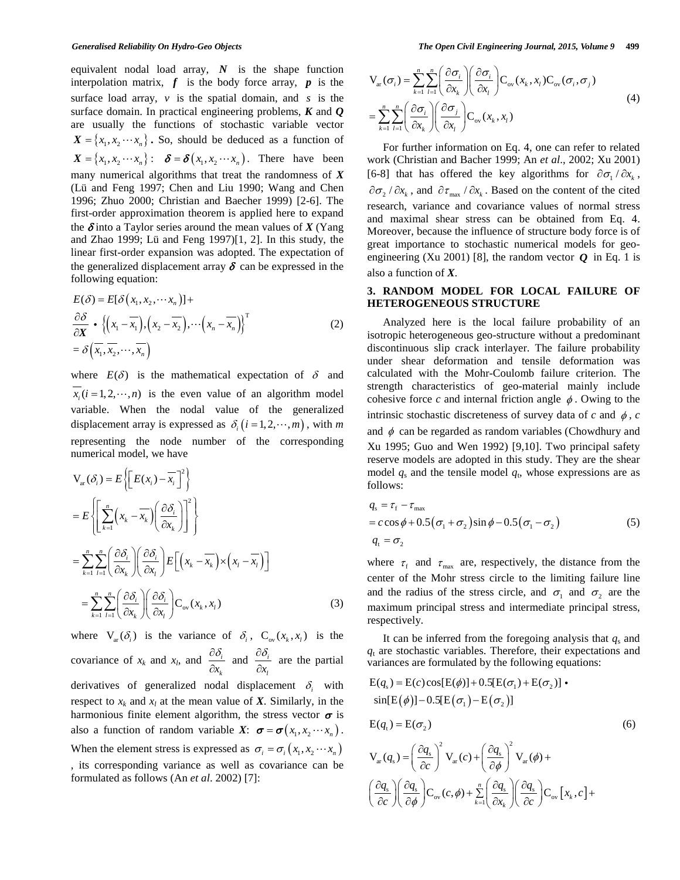equivalent nodal load array, $\boldsymbol{N}$ is the shape function interpolation matrix, $\boldsymbol{f}$ is the body force array, $\boldsymbol{p}$ is the surface load array, $v$ is the spatial domain, and $s$ is the surface domain. In practical engineering problems, $\boldsymbol{K}$ and $\boldsymbol{Q}$ are usually the functions of stochastic variable vector $\boldsymbol{X} = \{x_1, x_2 \cdots x_n\}$ **.** So, should be deduced as a function of $\boldsymbol{X} = \{x_1, x_2 \cdots x_n\}$ : $\boldsymbol{\delta} = \boldsymbol{\delta}(x_1, x_2 \cdots x_n)$. There have been many numerical algorithms that treat the randomness of $\boldsymbol{X}$ (Lü and Feng 1997; Chen and Liu 1990; Wang and Chen 1996; Zhuo 2000; Christian and Baecher 1999) [2-6]. The first-order approximation theorem is applied here to expand the $\boldsymbol{\delta}$ into a Taylor series around the mean values of $\boldsymbol{X}$ (Yang and Zhao 1999; Lü and Feng 1997)[1, 2]. In this study, the linear first-order expansion was adopted. The expectation of the generalized displacement array $\boldsymbol{\delta}$ can be expressed in the following equation:

$$
\begin{aligned}
&E(\delta) = E[\delta(x_1, x_2, \cdots x_n)] + \\
&\frac{\partial \delta}{\partial \boldsymbol{X}} \bullet \left\{ \left(x_1 - \overline{x_1}\right), \left(x_2 - \overline{x_2}\right), \cdots \left(x_n - \overline{x_n}\right) \right\}^{\mathrm{T}} \\
&= \delta\left(\overline{x_1}, \overline{x_2}, \cdots, \overline{x_n}\right)
\end{aligned}
\tag{2}
$$

where $E(\delta)$ is the mathematical expectation of $\delta$ and $\overline{x_i} (i = 1, 2, \cdots, n)$ is the even value of an algorithm model variable. When the nodal value of the generalized displacement array is expressed as $\delta_i\ (i = 1, 2, \cdots, m)$, with $m$ representing the node number of the corresponding numerical model, we have

$$
\begin{aligned}
\mathrm{V_{ar}}(\delta_i) &= E\left\{ \left[ E(x_i) - \overline{x_i} \right]^2 \right\} \\
&= E\left\{ \left[ \sum_{k=1}^{n} \left(x_k - \overline{x_k}\right) \left( \frac{\partial \delta_i}{\partial x_k} \right) \right]^2 \right\} \\
&= \sum_{k=1}^{n} \sum_{l=1}^{n} \left( \frac{\partial \delta_i}{\partial x_k} \right) \left( \frac{\partial \delta_i}{\partial x_l} \right) E\left[ \left(x_k - \overline{x_k}\right) \times \left(x_l - \overline{x_l}\right) \right] \\
&= \sum_{k=1}^{n} \sum_{l=1}^{n} \left( \frac{\partial \delta_i}{\partial x_k} \right) \left( \frac{\partial \delta_i}{\partial x_l} \right) \mathrm{C_{ov}}(x_k, x_l)
\end{aligned}
\tag{3}
$$

where $\mathrm{V_{ar}}(\delta_i)$ is the variance of $\delta_i$, $\mathrm{C_{ov}}(x_k, x_l)$ is the covariance of $x_k$ and $x_l$, and $\dfrac{\partial \delta_i}{\partial x_k}$ and $\dfrac{\partial \delta_i}{\partial x_l}$ are the partial derivatives of generalized nodal displacement $\delta_i$ with respect to $x_k$ and $x_l$ at the mean value of $\boldsymbol{X}$. Similarly, in the harmonious finite element algorithm, the stress vector $\boldsymbol{\sigma}$ is also a function of random variable $\boldsymbol{X}$: $\boldsymbol{\sigma} = \boldsymbol{\sigma}(x_1, x_2 \cdots x_n)$. When the element stress is expressed as $\sigma_i = \sigma_i(x_1, x_2 \cdots x_n)$, its corresponding variance as well as covariance can be formulated as follows (An *et al*. 2002) [7]:

$$
\begin{aligned}
\mathrm{V_{ar}}(\sigma_i) &= \sum_{k=1}^{n} \sum_{l=1}^{n} \left( \frac{\partial \sigma_i}{\partial x_k} \right) \left( \frac{\partial \sigma_i}{\partial x_l} \right) \mathrm{C_{ov}}(x_k, x_l) \mathrm{C_{ov}}(\sigma_i, \sigma_j) \\
&= \sum_{k=1}^{n} \sum_{l=1}^{n} \left( \frac{\partial \sigma_i}{\partial x_k} \right) \left( \frac{\partial \sigma_j}{\partial x_l} \right) \mathrm{C_{ov}}(x_k, x_l)
\end{aligned}
\tag{4}
$$

For further information on Eq. 4, one can refer to related work (Christian and Bacher 1999; An *et al*., 2002; Xu 2001) [6-8] that has offered the key algorithms for $\partial \sigma_1 / \partial x_k$, $\partial \sigma_2 / \partial x_k$, and $\partial \tau_{\max} / \partial x_k$. Based on the content of the cited research, variance and covariance values of normal stress and maximal shear stress can be obtained from Eq. 4. Moreover, because the influence of structure body force is of great importance to stochastic numerical models for geo-engineering (Xu 2001) [8], the random vector $\boldsymbol{Q}$ in Eq. 1 is also a function of $\boldsymbol{X}$.

## 3. RANDOM MODEL FOR LOCAL FAILURE OF HETEROGENEOUS STRUCTURE

Analyzed here is the local failure probability of an isotropic heterogeneous geo-structure without a predominant discontinuous slip crack interlayer. The failure probability under shear deformation and tensile deformation was calculated with the Mohr-Coulomb failure criterion. The strength characteristics of geo-material mainly include cohesive force $c$ and internal friction angle $\phi$. Owing to the intrinsic stochastic discreteness of survey data of $c$ and $\phi$, $c$ and $\phi$ can be regarded as random variables (Chowdhury and Xu 1995; Guo and Wen 1992) [9,10]. Two principal safety reserve models are adopted in this study. They are the shear model $q_{\mathrm{s}}$ and the tensile model $q_{\mathrm{t}}$, whose expressions are as follows:

$$
\begin{aligned}
q_{\mathrm{s}} &= \tau_{\mathrm{f}} - \tau_{\max} \\
&= c\cos\phi + 0.5(\sigma_1 + \sigma_2)\sin\phi - 0.5(\sigma_1 - \sigma_2) \\
q_{\mathrm{t}} &= \sigma_2
\end{aligned}
\tag{5}
$$

where $\tau_{\mathrm{f}}$ and $\tau_{\max}$ are, respectively, the distance from the center of the Mohr stress circle to the limiting failure line and the radius of the stress circle, and $\sigma_1$ and $\sigma_2$ are the maximum principal stress and intermediate principal stress, respectively.

It can be inferred from the foregoing analysis that $q_{\mathrm{s}}$ and $q_{\mathrm{t}}$ are stochastic variables. Therefore, their expectations and variances are formulated by the following equations:

$$
\begin{aligned}
&\mathrm{E}(q_{\mathrm{s}}) = \mathrm{E}(c)\cos[\mathrm{E}(\phi)] + 0.5[\mathrm{E}(\sigma_1) + \mathrm{E}(\sigma_2)] \bullet \\
&\sin[\mathrm{E}(\phi)] - 0.5[\mathrm{E}(\sigma_1) - \mathrm{E}(\sigma_2)] \\
&\mathrm{E}(q_{\mathrm{t}}) = \mathrm{E}(\sigma_2)
\end{aligned}
\tag{6}
$$

$$
\begin{aligned}
&\mathrm{V_{ar}}(q_{\mathrm{s}}) = \left( \frac{\partial q_{\mathrm{s}}}{\partial c} \right)^2 \mathrm{V_{ar}}(c) + \left( \frac{\partial q_{\mathrm{s}}}{\partial \phi} \right)^2 \mathrm{V_{ar}}(\phi) + \\
&\left( \frac{\partial q_{\mathrm{s}}}{\partial c} \right) \left( \frac{\partial q_{\mathrm{s}}}{\partial \phi} \right) \mathrm{C_{ov}}(c, \phi) + \sum_{k=1}^{n} \left( \frac{\partial q_{\mathrm{s}}}{\partial x_k} \right) \left( \frac{\partial q_{\mathrm{s}}}{\partial c} \right) \mathrm{C_{ov}}\left[x_k, c\right] +
\end{aligned}
$$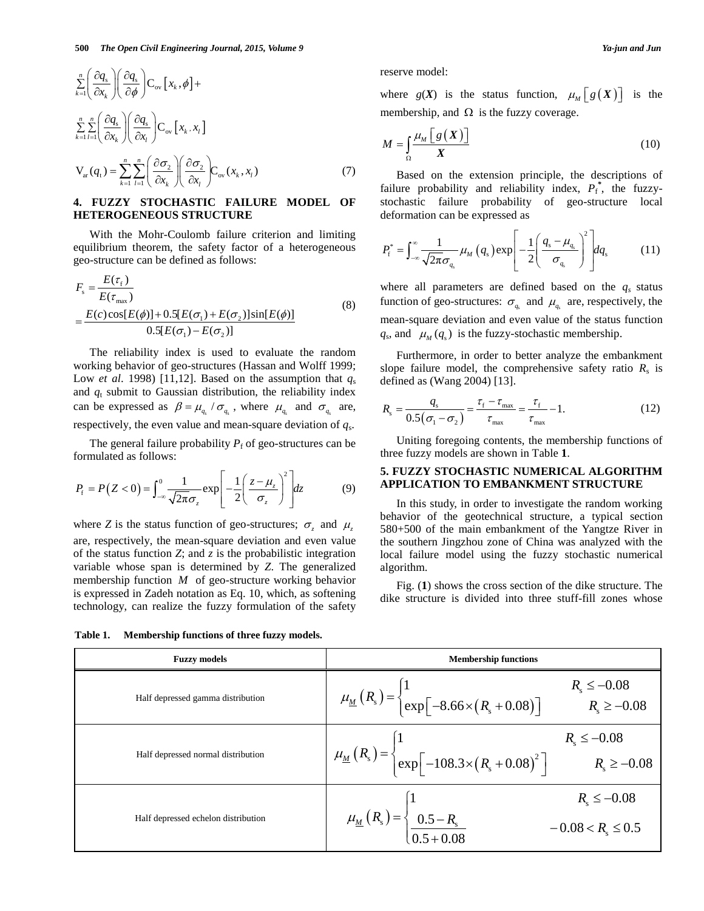$$\sum_{k=1}^{n}\left(\frac{\partial q_s}{\partial x_k}\right)\left(\frac{\partial q_s}{\partial \phi}\right)\mathrm{C_{ov}}\left[x_k,\phi\right]+$$

$$\sum_{k=1}^{n}\sum_{l=1}^{n}\left(\frac{\partial q_s}{\partial x_k}\right)\left(\frac{\partial q_s}{\partial x_l}\right)\mathrm{C_{ov}}\left[x_k, x_l\right]$$

$$\mathrm{V_{ar}}(q_t)=\sum_{k=1}^{n}\sum_{l=1}^{n}\left(\frac{\partial \sigma_2}{\partial x_k}\right)\left(\frac{\partial \sigma_2}{\partial x_l}\right)\mathrm{C_{ov}}(x_k, x_l) \tag{7}$$

## 4. FUZZY STOCHASTIC FAILURE MODEL OF HETEROGENEOUS STRUCTURE

With the Mohr-Coulomb failure criterion and limiting equilibrium theorem, the safety factor of a heterogeneous geo-structure can be defined as follows:

$$\begin{aligned} F_s &= \frac{E(\tau_f)}{E(\tau_{max})} \\ &= \frac{E(c)\cos[E(\phi)]+0.5[E(\sigma_1)+E(\sigma_2)]\sin[E(\phi)]}{0.5[E(\sigma_1)-E(\sigma_2)]} \end{aligned} \tag{8}$$

The reliability index is used to evaluate the random working behavior of geo-structures (Hassan and Wolff 1999; Low *et al.* 1998) [11,12]. Based on the assumption that $q_s$ and $q_t$ submit to Gaussian distribution, the reliability index can be expressed as $\beta = \mu_{q_s}/\sigma_{q_s}$, where $\mu_{q_s}$ and $\sigma_{q_s}$ are, respectively, the even value and mean-square deviation of $q_s$.

The general failure probability $P_f$ of geo-structures can be formulated as follows:

$$P_f = P(Z<0)=\int_{-\infty}^{0}\frac{1}{\sqrt{2\pi}\sigma_z}\exp\left[-\frac{1}{2}\left(\frac{z-\mu_z}{\sigma_z}\right)^2\right]dz \tag{9}$$

where $Z$ is the status function of geo-structures; $\sigma_z$ and $\mu_z$ are, respectively, the mean-square deviation and even value of the status function $Z$; and $z$ is the probabilistic integration variable whose span is determined by $Z$. The generalized membership function $M$ of geo-structure working behavior is expressed in Zadeh notation as Eq. 10, which, as softening technology, can realize the fuzzy formulation of the safety reserve model:

where $g(\boldsymbol{X})$ is the status function, $\mu_M\left[g(\boldsymbol{X})\right]$ is the membership, and $\Omega$ is the fuzzy coverage.

$$M=\int_{\Omega}\frac{\mu_M\left[g(\boldsymbol{X})\right]}{\boldsymbol{X}} \tag{10}$$

Based on the extension principle, the descriptions of failure probability and reliability index, $P_f^*$, the fuzzy-stochastic failure probability of geo-structure local deformation can be expressed as

$$P_f^*=\int_{-\infty}^{\infty}\frac{1}{\sqrt{2\pi}\sigma_{q_s}}\mu_M(q_s)\exp\left[-\frac{1}{2}\left(\frac{q_s-\mu_{q_s}}{\sigma_{q_s}}\right)^2\right]dq_s \tag{11}$$

where all parameters are defined based on the $q_s$ status function of geo-structures: $\sigma_{q_s}$ and $\mu_{q_s}$ are, respectively, the mean-square deviation and even value of the status function $q_s$, and $\mu_M(q_s)$ is the fuzzy-stochastic membership.

Furthermore, in order to better analyze the embankment slope failure model, the comprehensive safety ratio $R_s$ is defined as (Wang 2004) [13].

$$R_s=\frac{q_s}{0.5(\sigma_1-\sigma_2)}=\frac{\tau_f-\tau_{max}}{\tau_{max}}=\frac{\tau_f}{\tau_{max}}-1. \tag{12}$$

Uniting foregoing contents, the membership functions of three fuzzy models are shown in Table **1**.

## 5. FUZZY STOCHASTIC NUMERICAL ALGORITHM APPLICATION TO EMBANKMENT STRUCTURE

In this study, in order to investigate the random working behavior of the geotechnical structure, a typical section 580+500 of the main embankment of the Yangtze River in the southern Jingzhou zone of China was analyzed with the local failure model using the fuzzy stochastic numerical algorithm.

Fig. (**1**) shows the cross section of the dike structure. The dike structure is divided into three stuff-fill zones whose

**Table 1. Membership functions of three fuzzy models.**

| Fuzzy models | Membership functions |
|---|---|
| Half depressed gamma distribution | $\mu_{\underline{M}}(R_s)=\begin{cases}1 & R_s\le -0.08\\ \exp\left[-8.66\times(R_s+0.08)\right] & R_s\ge -0.08\end{cases}$ |
| Half depressed normal distribution | $\mu_{\underline{M}}(R_s)=\begin{cases}1 & R_s\le -0.08\\ \exp\left[-108.3\times(R_s+0.08)^2\right] & R_s\ge -0.08\end{cases}$ |
| Half depressed echelon distribution | $\mu_{\underline{M}}(R_s)=\begin{cases}1 & R_s\le -0.08\\ \dfrac{0.5-R_s}{0.5+0.08} & -0.08<R_s\le 0.5\end{cases}$ |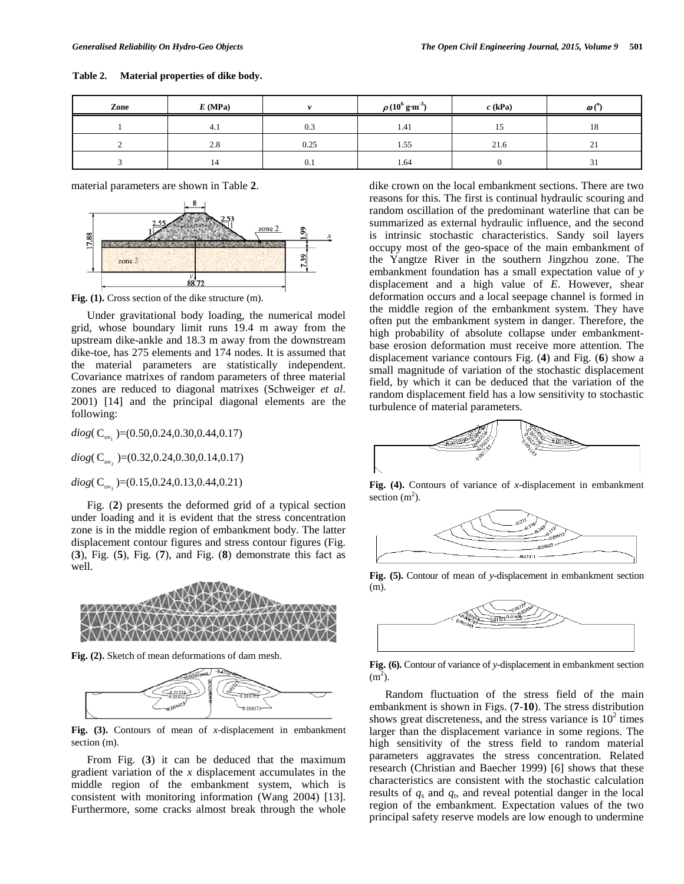**Table 2. Material properties of dike body.**

| Zone | $E$ (MPa) | $v$ | $\rho$ ($10^6$ g·m$^{-3}$) | $c$ (kPa) | $\omega$ (°) |
|---|---|---|---|---|---|
| 1 | 4.1 | 0.3 | 1.41 | 15 | 18 |
| 2 | 2.8 | 0.25 | 1.55 | 21.6 | 21 |
| 3 | 14 | 0.1 | 1.64 | 0 | 31 |

material parameters are shown in Table **2**.

**Fig. (1).** Cross section of the dike structure (m).

Under gravitational body loading, the numerical model grid, whose boundary limit runs 19.4 m away from the upstream dike-ankle and 18.3 m away from the downstream dike-toe, has 275 elements and 174 nodes. It is assumed that the material parameters are statistically independent. Covariance matrixes of random parameters of three material zones are reduced to diagonal matrixes (Schweiger *et al*. 2001) [14] and the principal diagonal elements are the following:

$diog(C_{ov_1})=(0.50,0.24,0.30,0.44,0.17)$

$diog(C_{ov_2})=(0.32,0.24,0.30,0.14,0.17)$

$diog(C_{ov_3})=(0.15,0.24,0.13,0.44,0.21)$

Fig. (**2**) presents the deformed grid of a typical section under loading and it is evident that the stress concentration zone is in the middle region of embankment body. The latter displacement contour figures and stress contour figures (Fig. (**3**), Fig. (**5**), Fig. (**7**), and Fig. (**8**) demonstrate this fact as well.

**Fig. (2).** Sketch of mean deformations of dam mesh.

**Fig. (3).** Contours of mean of *x*-displacement in embankment section (m).

From Fig. (**3**) it can be deduced that the maximum gradient variation of the *x* displacement accumulates in the middle region of the embankment system, which is consistent with monitoring information (Wang 2004) [13]. Furthermore, some cracks almost break through the whole dike crown on the local embankment sections. There are two reasons for this. The first is continual hydraulic scouring and random oscillation of the predominant waterline that can be summarized as external hydraulic influence, and the second is intrinsic stochastic characteristics. Sandy soil layers occupy most of the geo-space of the main embankment of the Yangtze River in the southern Jingzhou zone. The embankment foundation has a small expectation value of *y* displacement and a high value of *E*. However, shear deformation occurs and a local seepage channel is formed in the middle region of the embankment system. They have often put the embankment system in danger. Therefore, the high probability of absolute collapse under embankment-base erosion deformation must receive more attention. The displacement variance contours Fig. (**4**) and Fig. (**6**) show a small magnitude of variation of the stochastic displacement field, by which it can be deduced that the variation of the random displacement field has a low sensitivity to stochastic turbulence of material parameters.

**Fig. (4).** Contours of variance of *x*-displacement in embankment section (m$^2$).

**Fig. (5).** Contour of mean of *y*-displacement in embankment section (m).

**Fig. (6).** Contour of variance of *y*-displacement in embankment section (m$^2$).

Random fluctuation of the stress field of the main embankment is shown in Figs. (**7-10**). The stress distribution shows great discreteness, and the stress variance is $10^2$ times larger than the displacement variance in some regions. The high sensitivity of the stress field to random material parameters aggravates the stress concentration. Related research (Christian and Baecher 1999) [6] shows that these characteristics are consistent with the stochastic calculation results of $q_s$ and $q_t$, and reveal potential danger in the local region of the embankment. Expectation values of the two principal safety reserve models are low enough to undermine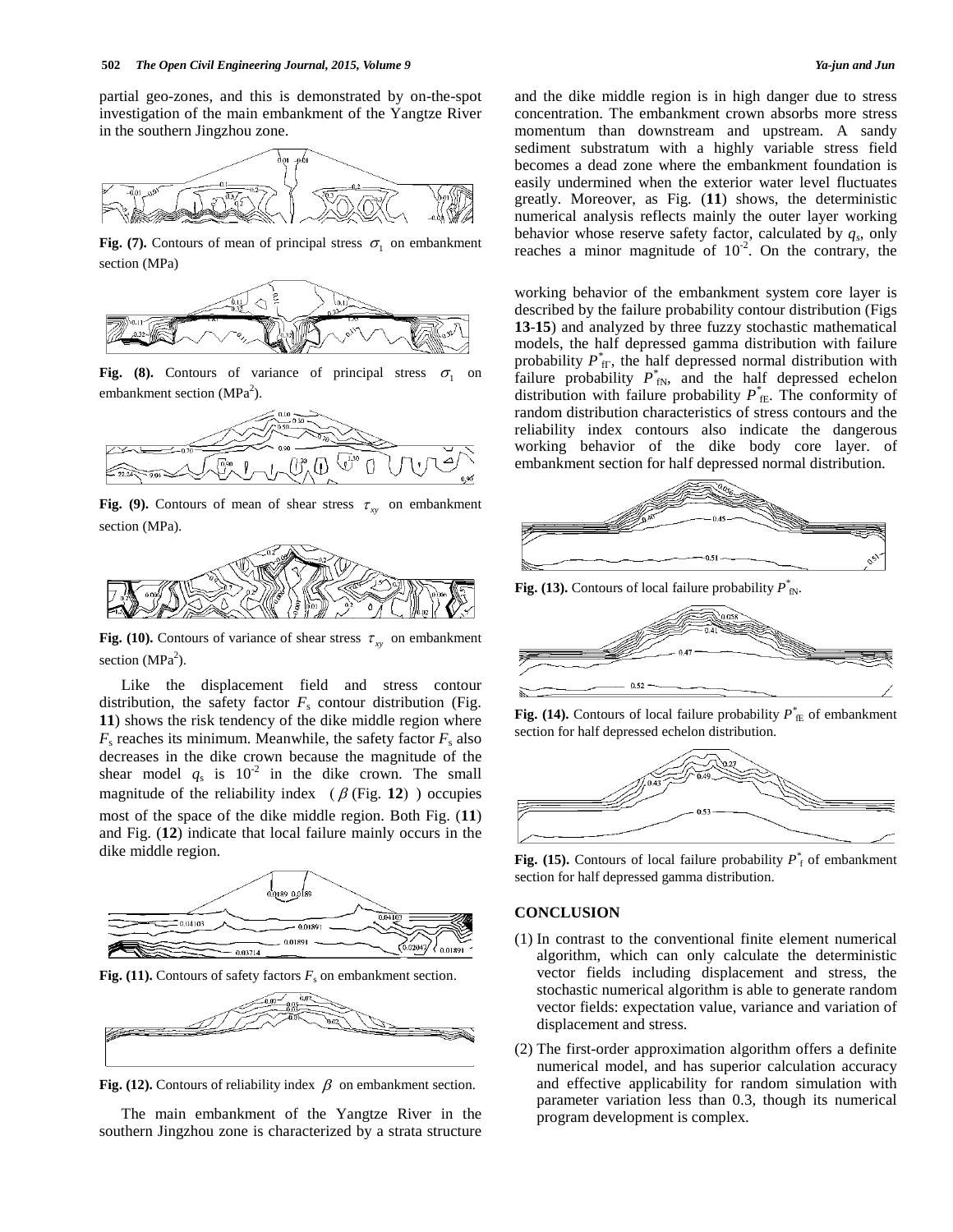partial geo-zones, and this is demonstrated by on-the-spot investigation of the main embankment of the Yangtze River in the southern Jingzhou zone.

**Fig. (7).** Contours of mean of principal stress $\sigma_1$ on embankment section (MPa)

**Fig. (8).** Contours of variance of principal stress $\sigma_1$ on embankment section (MPa$^2$).

**Fig. (9).** Contours of mean of shear stress $\tau_{xy}$ on embankment section (MPa).

**Fig. (10).** Contours of variance of shear stress $\tau_{xy}$ on embankment section (MPa$^2$).

Like the displacement field and stress contour distribution, the safety factor $F_s$ contour distribution (Fig. **11**) shows the risk tendency of the dike middle region where $F_s$ reaches its minimum. Meanwhile, the safety factor $F_s$ also decreases in the dike crown because the magnitude of the shear model $q_s$ is $10^{-2}$ in the dike crown. The small magnitude of the reliability index ($\beta$ (Fig. **12**)) occupies most of the space of the dike middle region. Both Fig. (**11**) and Fig. (**12**) indicate that local failure mainly occurs in the dike middle region.

**Fig. (11).** Contours of safety factors $F_s$ on embankment section.

**Fig. (12).** Contours of reliability index $\beta$ on embankment section.

The main embankment of the Yangtze River in the southern Jingzhou zone is characterized by a strata structure and the dike middle region is in high danger due to stress concentration. The embankment crown absorbs more stress momentum than downstream and upstream. A sandy sediment substratum with a highly variable stress field becomes a dead zone where the embankment foundation is easily undermined when the exterior water level fluctuates greatly. Moreover, as Fig. (**11**) shows, the deterministic numerical analysis reflects mainly the outer layer working behavior whose reserve safety factor, calculated by $q_s$, only reaches a minor magnitude of $10^{-2}$. On the contrary, the working behavior of the embankment system core layer is described by the failure probability contour distribution (Figs **13-15**) and analyzed by three fuzzy stochastic mathematical models, the half depressed gamma distribution with failure probability $P^*_{f\Gamma}$, the half depressed normal distribution with failure probability $P^*_{fN}$, and the half depressed echelon distribution with failure probability $P^*_{fE}$. The conformity of random distribution characteristics of stress contours and the reliability index contours also indicate the dangerous working behavior of the dike body core layer. of embankment section for half depressed normal distribution.

**Fig. (13).** Contours of local failure probability $P^*_{fN}$.

**Fig. (14).** Contours of local failure probability $P^*_{fE}$ of embankment section for half depressed echelon distribution.

**Fig. (15).** Contours of local failure probability $P^*_{f}$ of embankment section for half depressed gamma distribution.

## CONCLUSION

(1) In contrast to the conventional finite element numerical algorithm, which can only calculate the deterministic vector fields including displacement and stress, the stochastic numerical algorithm is able to generate random vector fields: expectation value, variance and variation of displacement and stress.

(2) The first-order approximation algorithm offers a definite numerical model, and has superior calculation accuracy and effective applicability for random simulation with parameter variation less than 0.3, though its numerical program development is complex.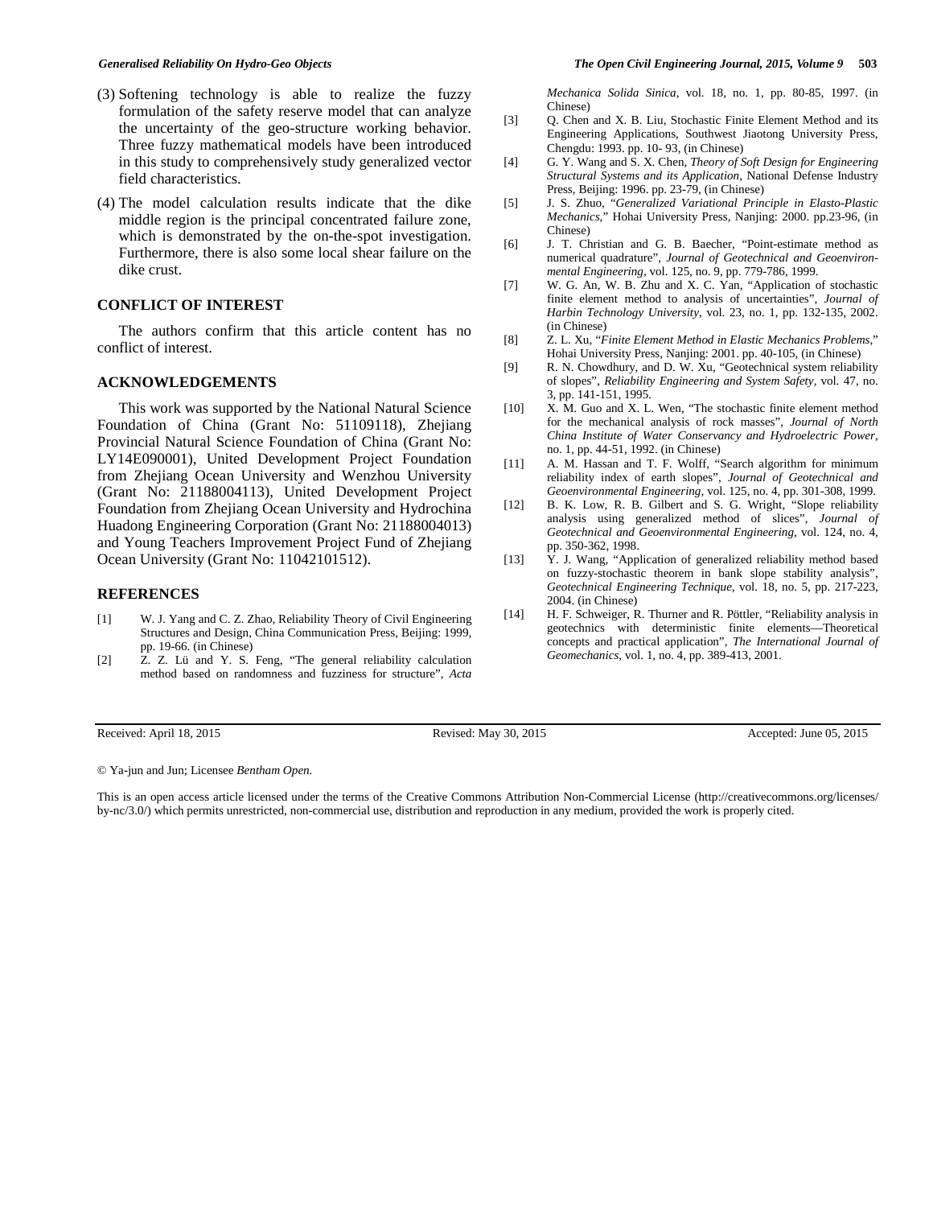(3) Softening technology is able to realize the fuzzy formulation of the safety reserve model that can analyze the uncertainty of the geo-structure working behavior. Three fuzzy mathematical models have been introduced in this study to comprehensively study generalized vector field characteristics.

(4) The model calculation results indicate that the dike middle region is the principal concentrated failure zone, which is demonstrated by the on-the-spot investigation. Furthermore, there is also some local shear failure on the dike crust.

## CONFLICT OF INTEREST

The authors confirm that this article content has no conflict of interest.

## ACKNOWLEDGEMENTS

This work was supported by the National Natural Science Foundation of China (Grant No: 51109118), Zhejiang Provincial Natural Science Foundation of China (Grant No: LY14E090001), United Development Project Foundation from Zhejiang Ocean University and Wenzhou University (Grant No: 21188004113), United Development Project Foundation from Zhejiang Ocean University and Hydrochina Huadong Engineering Corporation (Grant No: 21188004013) and Young Teachers Improvement Project Fund of Zhejiang Ocean University (Grant No: 11042101512).

## REFERENCES

[1] W. J. Yang and C. Z. Zhao, Reliability Theory of Civil Engineering Structures and Design, China Communication Press, Beijing: 1999, pp. 19-66. (in Chinese)

[2] Z. Z. Lü and Y. S. Feng, "The general reliability calculation method based on randomness and fuzziness for structure", *Acta Mechanica Solida Sinica*, vol. 18, no. 1, pp. 80-85, 1997. (in Chinese)

[3] Q. Chen and X. B. Liu, Stochastic Finite Element Method and its Engineering Applications, Southwest Jiaotong University Press, Chengdu: 1993. pp. 10- 93, (in Chinese)

[4] G. Y. Wang and S. X. Chen, *Theory of Soft Design for Engineering Structural Systems and its Application*, National Defense Industry Press, Beijing: 1996. pp. 23-79, (in Chinese)

[5] J. S. Zhuo, "*Generalized Variational Principle in Elasto-Plastic Mechanics*," Hohai University Press, Nanjing: 2000. pp.23-96, (in Chinese)

[6] J. T. Christian and G. B. Baecher, "Point-estimate method as numerical quadrature", *Journal of Geotechnical and Geoenvironmental Engineering*, vol. 125, no. 9, pp. 779-786, 1999.

[7] W. G. An, W. B. Zhu and X. C. Yan, "Application of stochastic finite element method to analysis of uncertainties", *Journal of Harbin Technology University*, vol. 23, no. 1, pp. 132-135, 2002. (in Chinese)

[8] Z. L. Xu, "*Finite Element Method in Elastic Mechanics Problems*," Hohai University Press, Nanjing: 2001. pp. 40-105, (in Chinese)

[9] R. N. Chowdhury, and D. W. Xu, "Geotechnical system reliability of slopes", *Reliability Engineering and System Safety*, vol. 47, no. 3, pp. 141-151, 1995.

[10] X. M. Guo and X. L. Wen, "The stochastic finite element method for the mechanical analysis of rock masses", *Journal of North China Institute of Water Conservancy and Hydroelectric Power*, no. 1, pp. 44-51, 1992. (in Chinese)

[11] A. M. Hassan and T. F. Wolff, "Search algorithm for minimum reliability index of earth slopes", *Journal of Geotechnical and Geoenvironmental Engineering*, vol. 125, no. 4, pp. 301-308, 1999.

[12] B. K. Low, R. B. Gilbert and S. G. Wright, "Slope reliability analysis using generalized method of slices", *Journal of Geotechnical and Geoenvironmental Engineering*, vol. 124, no. 4, pp. 350-362, 1998.

[13] Y. J. Wang, "Application of generalized reliability method based on fuzzy-stochastic theorem in bank slope stability analysis", *Geotechnical Engineering Technique*, vol. 18, no. 5, pp. 217-223, 2004. (in Chinese)

[14] H. F. Schweiger, R. Thurner and R. Pöttler, "Reliability analysis in geotechnics with deterministic finite elements—Theoretical concepts and practical application", *The International Journal of Geomechanics*, vol. 1, no. 4, pp. 389-413, 2001.

Received: April 18, 2015　　Revised: May 30, 2015　　Accepted: June 05, 2015

© Ya-jun and Jun; Licensee *Bentham Open.*

This is an open access article licensed under the terms of the Creative Commons Attribution Non-Commercial License (http://creativecommons.org/licenses/by-nc/3.0/) which permits unrestricted, non-commercial use, distribution and reproduction in any medium, provided the work is properly cited.